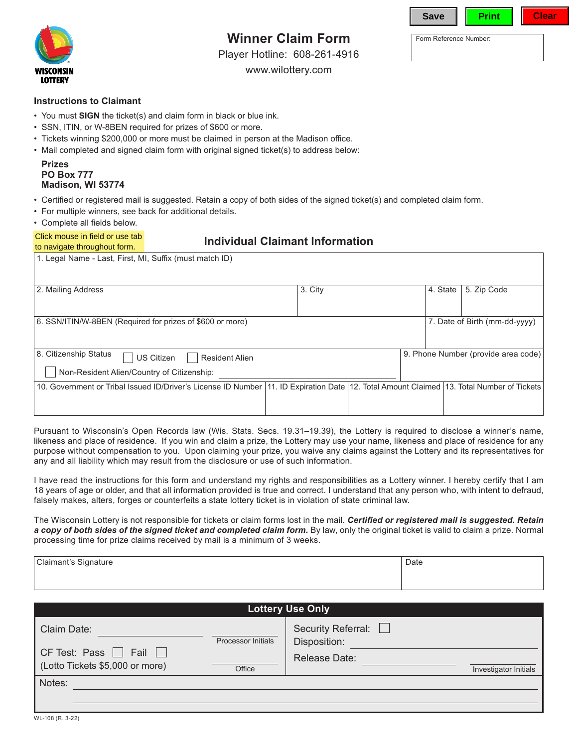Save | Print | Clear

# Winner Claim Form

Player Hotline: 608-261-4916

www.wilottery.com

WISCONSIN LOTTERY

Form Reference Number:

### Instructions to Claimant

- You must **SIGN** the ticket(s) and claim form in black or blue ink.
- SSN, ITIN, or W-8BEN required for prizes of $600 or more.
- Tickets winning $200,000 or more must be claimed in person at the Madison office.
- Mail completed and signed claim form with original signed ticket(s) to address below:

**Prizes**
**PO Box 777**
**Madison, WI 53774**

- Certified or registered mail is suggested. Retain a copy of both sides of the signed ticket(s) and completed claim form.
- For multiple winners, see back for additional details.
- Complete all fields below.

Click mouse in field or use tab to navigate throughout form.

## Individual Claimant Information

| 1. Legal Name - Last, First, MI, Suffix (must match ID) | | | |
|---|---|---|---|
| 2. Mailing Address | 3. City | 4. State | 5. Zip Code |
| 6. SSN/ITIN/W-8BEN (Required for prizes of $600 or more) | | 7. Date of Birth (mm-dd-yyyy) | |
| 8. Citizenship Status ☐ US Citizen ☐ Resident Alien ☐ Non-Resident Alien/Country of Citizenship: ______ | | 9. Phone Number (provide area code) | |
| 10. Government or Tribal Issued ID/Driver's License ID Number | 11. ID Expiration Date | 12. Total Amount Claimed | 13. Total Number of Tickets |

Pursuant to Wisconsin's Open Records law (Wis. Stats. Secs. 19.31–19.39), the Lottery is required to disclose a winner's name, likeness and place of residence. If you win and claim a prize, the Lottery may use your name, likeness and place of residence for any purpose without compensation to you. Upon claiming your prize, you waive any claims against the Lottery and its representatives for any and all liability which may result from the disclosure or use of such information.

I have read the instructions for this form and understand my rights and responsibilities as a Lottery winner. I hereby certify that I am 18 years of age or older, and that all information provided is true and correct. I understand that any person who, with intent to defraud, falsely makes, alters, forges or counterfeits a state lottery ticket is in violation of state criminal law.

The Wisconsin Lottery is not responsible for tickets or claim forms lost in the mail. ***Certified or registered mail is suggested. Retain a copy of both sides of the signed ticket and completed claim form.*** By law, only the original ticket is valid to claim a prize. Normal processing time for prize claims received by mail is a minimum of 3 weeks.

| Claimant's Signature | Date |
|---|---|
| | |

### Lottery Use Only

Claim Date: ______ Processor Initials ______

CF Test: Pass ☐ Fail ☐
(Lotto Tickets $5,000 or more) Office ______

Security Referral: ☐
Disposition: ______
Release Date: ______ Investigator Initials ______

Notes: ______

WL-108 (R. 3-22)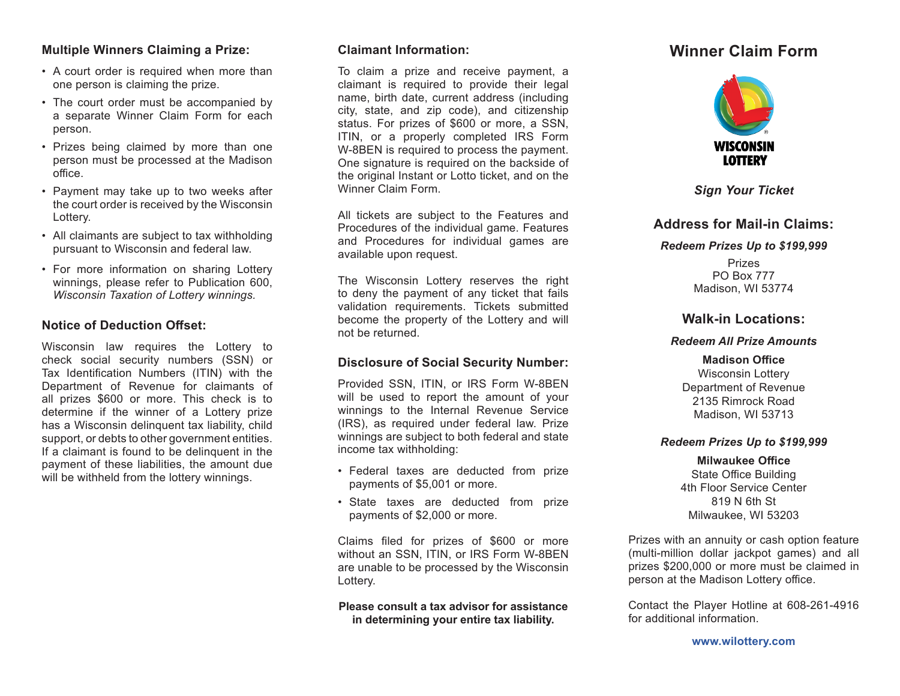## Multiple Winners Claiming a Prize:

- A court order is required when more than one person is claiming the prize.
- The court order must be accompanied by a separate Winner Claim Form for each person.
- Prizes being claimed by more than one person must be processed at the Madison office.
- Payment may take up to two weeks after the court order is received by the Wisconsin Lottery.
- All claimants are subject to tax withholding pursuant to Wisconsin and federal law.
- For more information on sharing Lottery winnings, please refer to Publication 600, *Wisconsin Taxation of Lottery winnings.*

## Notice of Deduction Offset:

Wisconsin law requires the Lottery to check social security numbers (SSN) or Tax Identification Numbers (ITIN) with the Department of Revenue for claimants of all prizes $600 or more. This check is to determine if the winner of a Lottery prize has a Wisconsin delinquent tax liability, child support, or debts to other government entities. If a claimant is found to be delinquent in the payment of these liabilities, the amount due will be withheld from the lottery winnings.

## Claimant Information:

To claim a prize and receive payment, a claimant is required to provide their legal name, birth date, current address (including city, state, and zip code), and citizenship status. For prizes of $600 or more, a SSN, ITIN, or a properly completed IRS Form W-8BEN is required to process the payment. One signature is required on the backside of the original Instant or Lotto ticket, and on the Winner Claim Form.

All tickets are subject to the Features and Procedures of the individual game. Features and Procedures for individual games are available upon request.

The Wisconsin Lottery reserves the right to deny the payment of any ticket that fails validation requirements. Tickets submitted become the property of the Lottery and will not be returned.

## Disclosure of Social Security Number:

Provided SSN, ITIN, or IRS Form W-8BEN will be used to report the amount of your winnings to the Internal Revenue Service (IRS), as required under federal law. Prize winnings are subject to both federal and state income tax withholding:

- Federal taxes are deducted from prize payments of $5,001 or more.
- State taxes are deducted from prize payments of $2,000 or more.

Claims filed for prizes of $600 or more without an SSN, ITIN, or IRS Form W-8BEN are unable to be processed by the Wisconsin Lottery.

**Please consult a tax advisor for assistance in determining your entire tax liability.**

# Winner Claim Form

WISCONSIN LOTTERY

***Sign Your Ticket***

## Address for Mail-in Claims:

***Redeem Prizes Up to $199,999***

Prizes
PO Box 777
Madison, WI 53774

## Walk-in Locations:

***Redeem All Prize Amounts***

**Madison Office**
Wisconsin Lottery
Department of Revenue
2135 Rimrock Road
Madison, WI 53713

***Redeem Prizes Up to $199,999***

**Milwaukee Office**
State Office Building
4th Floor Service Center
819 N 6th St
Milwaukee, WI 53203

Prizes with an annuity or cash option feature (multi-million dollar jackpot games) and all prizes $200,000 or more must be claimed in person at the Madison Lottery office.

Contact the Player Hotline at 608-261-4916 for additional information.

**www.wilottery.com**